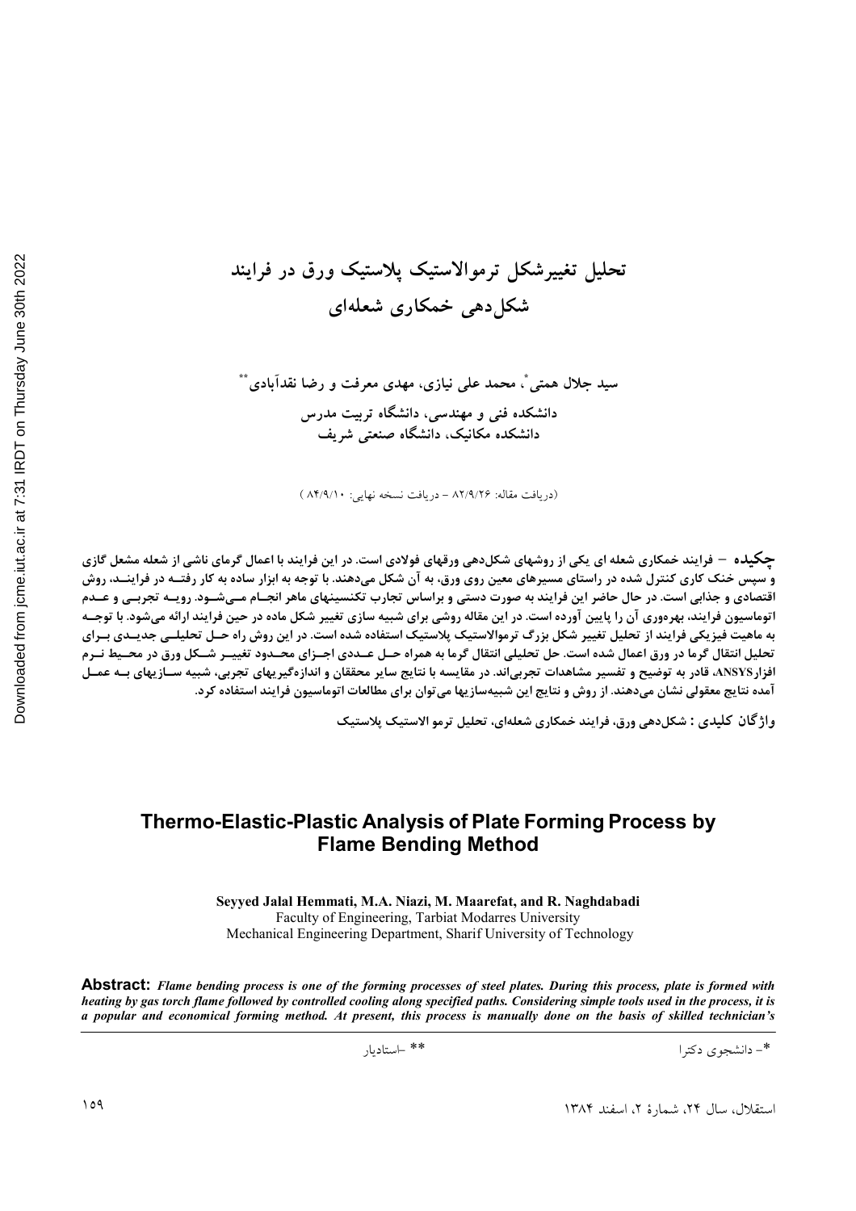# تحلیل تغییرشکل ترموالاستیک پلاستیک ورق در فرایند شکل‌دهی خمکاری شعله‌ای

**سید جلال همتی\*، محمد علی نیازی، مهدی معرفت و رضا نقدآبادی\*\***

دانشکده فنی و مهندسی، دانشگاه تربیت مدرس
دانشکده مکانیک، دانشگاه صنعتی شریف

(دریافت مقاله: ۸۲/۹/۲۶ – دریافت نسخه نهایی: ۸۴/۹/۱۰ )

**چکیده** – فرایند خمکاری شعله ای یکی از روشهای شکل‌دهی ورقهای فولادی است. در این فرایند با اعمال گرمای ناشی از شعله مشعل گازی و سپس خنک کاری کنترل شده در راستای مسیرهای معین روی ورق، به آن شکل می‌دهند. با توجه به ابزار ساده به کار رفتــه در فراینــد، روش اقتصادی و جذابی است. در حال حاضر این فرایند به صورت دستی و براساس تجارب تکنسینهای ماهر انجــام مــی‌شــود. رویــه تجربــی و عــدم اتوماسیون فرایند، بهره‌وری آن را پایین آورده است. در این مقاله روشی برای شبیه سازی تغییر شکل ماده در حین فرایند ارائه می‌شود. با توجــه به ماهیت فیزیکی فرایند از تحلیل تغییر شکل بزرگ ترموالاستیک پلاستیک استفاده شده است. در این روش راه حــل تحلیلــی جدیــدی بــرای تحلیل انتقال گرما در ورق اعمال شده است. حل تحلیلی انتقال گرما به همراه حــل عــددی اجــزای محــدود تغییــر شــکل ورق در محــیط نــرم افزارANSYS، قادر به توضیح و تفسیر مشاهدات تجربی‌اند. در مقایسه با نتایج سایر محققان و اندازه‌گیریهای تجربی، شبیه ســازیهای بــه عمــل آمده نتایج معقولی نشان می‌دهند. از روش و نتایج این شبیه‌سازیها می‌توان برای مطالعات اتوماسیون فرایند استفاده کرد.

**واژگان کلیدی :** شکل‌دهی ورق، فرایند خمکاری شعله‌ای، تحلیل ترمو الاستیک پلاستیک

## Thermo-Elastic-Plastic Analysis of Plate Forming Process by Flame Bending Method

**Seyyed Jalal Hemmati, M.A. Niazi, M. Maarefat, and R. Naghdabadi**
Faculty of Engineering, Tarbiat Modarres University
Mechanical Engineering Department, Sharif University of Technology

**Abstract:** *Flame bending process is one of the forming processes of steel plates. During this process, plate is formed with heating by gas torch flame followed by controlled cooling along specified paths. Considering simple tools used in the process, it is a popular and economical forming method. At present, this process is manually done on the basis of skilled technician's*

\*- دانشجوی دکترا
\*\* -استادیار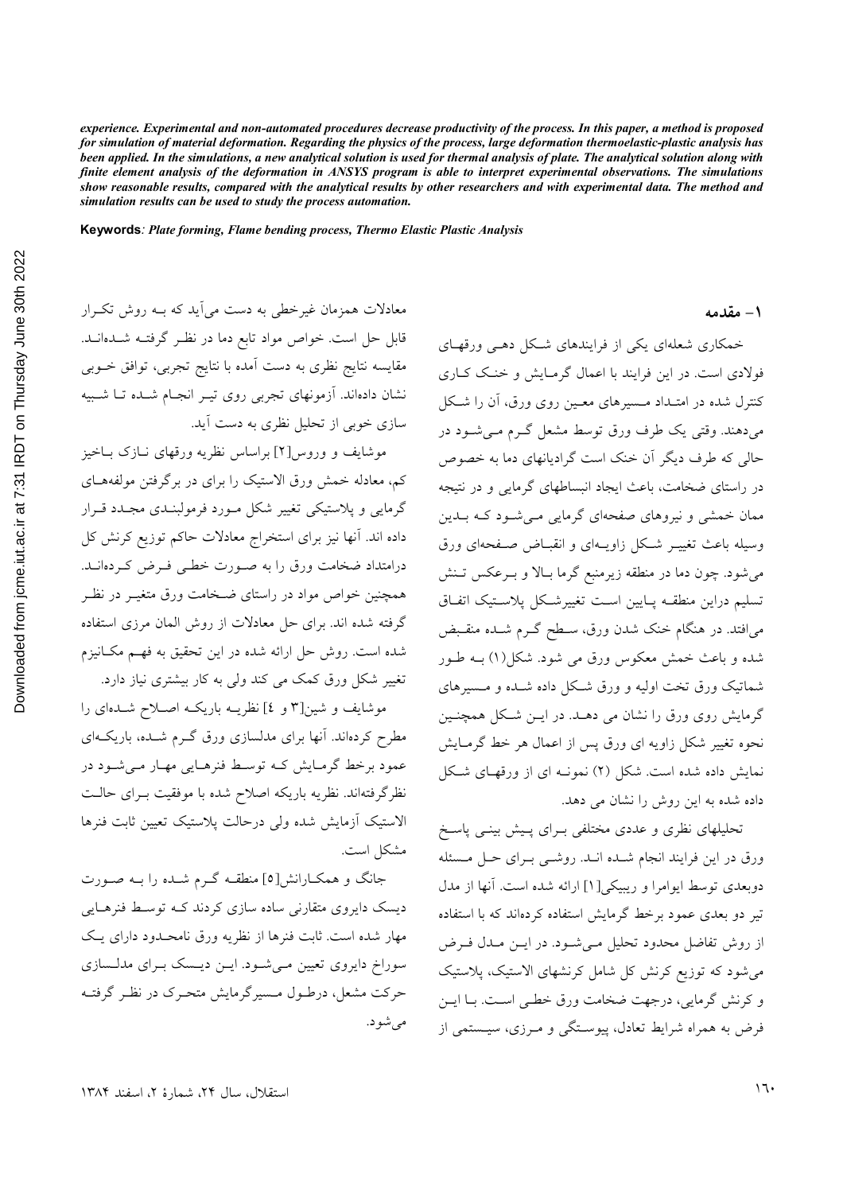*experience. Experimental and non-automated procedures decrease productivity of the process. In this paper, a method is proposed for simulation of material deformation. Regarding the physics of the process, large deformation thermoelastic-plastic analysis has been applied. In the simulations, a new analytical solution is used for thermal analysis of plate. The analytical solution along with finite element analysis of the deformation in ANSYS program is able to interpret experimental observations. The simulations show reasonable results, compared with the analytical results by other researchers and with experimental data. The method and simulation results can be used to study the process automation.*

**Keywords***: Plate forming, Flame bending process, Thermo Elastic Plastic Analysis*

## ۱- مقدمه

خمکاری شعله‌ای یکی از فرایندهای شکل دهی ورقهای فولادی است. در این فرایند با اعمال گرمایش و خنک کاری کنترل شده در امتداد مسیرهای معین روی ورق، آن را شکل می‌دهند. وقتی یک طرف ورق توسط مشعل گرم می‌شود در حالی که طرف دیگر آن خنک است گرادیانهای دما به خصوص در راستای ضخامت، باعث ایجاد انبساطهای گرمایی و در نتیجه ممان خمشی و نیروهای صفحه‌ای گرمایی می‌شود که بدین وسیله باعث تغییر شکل زاویه‌ای و انقباض صفحه‌ای ورق می‌شود. چون دما در منطقه زیرمنبع گرما بالا و برعکس تنش تسلیم دراین منطقه پایین است تغییرشکل پلاستیک اتفاق می‌افتد. در هنگام خنک شدن ورق، سطح گرم شده منقبض شده و باعث خمش معکوس ورق می شود. شکل(۱) به طور شماتیک ورق تخت اولیه و ورق شکل داده شده و مسیرهای گرمایش روی ورق را نشان می دهد. در این شکل همچنین نحوه تغییر شکل زاویه ای ورق پس از اعمال هر خط گرمایش نمایش داده شده است. شکل (۲) نمونه ای از ورقهای شکل داده شده به این روش را نشان می دهد.

تحلیلهای نظری و عددی مختلفی برای پیش بینی پاسخ ورق در این فرایند انجام شده اند. روشی برای حل مسئله دوبعدی توسط ایوامرا و ریبیکی[1] ارائه شده است. آنها از مدل تیر دو بعدی عمود برخط گرمایش استفاده کرده‌اند که با استفاده از روش تفاضل محدود تحلیل می‌شود. در این مدل فرض می‌شود که توزیع کرنش کل شامل کرنشهای الاستیک، پلاستیک و کرنش گرمایی، درجهت ضخامت ورق خطی است. با این فرض به همراه شرایط تعادل، پیوستگی و مرزی، سیستمی از معادلات همزمان غیرخطی به دست می‌آید که به روش تکرار قابل حل است. خواص مواد تابع دما در نظر گرفته شده‌اند. مقایسه نتایج نظری به دست آمده با نتایج تجربی، توافق خوبی نشان داده‌اند. آزمونهای تجربی روی تیر انجام شده تا شبیه سازی خوبی از تحلیل نظری به دست آید.

موشایف و وروس[2] براساس نظریه ورقهای نازک باخیز کم، معادله خمش ورق الاستیک را برای در برگرفتن مولفه‌های گرمایی و پلاستیکی تغییر شکل مورد فرمولبندی مجدد قرار داده اند. آنها نیز برای استخراج معادلات حاکم توزیع کرنش کل درامتداد ضخامت ورق را به صورت خطی فرض کرده‌اند. همچنین خواص مواد در راستای ضخامت ورق متغیر در نظر گرفته شده اند. برای حل معادلات از روش المان مرزی استفاده شده است. روش حل ارائه شده در این تحقیق به فهم مکانیزم تغییر شکل ورق کمک می کند ولی به کار بیشتری نیاز دارد.

موشایف و شین[3 و 4] نظریه باریکه اصلاح شده‌ای را مطرح کرده‌اند. آنها برای مدلسازی ورق گرم شده، باریکه‌ای عمود برخط گرمایش که توسط فنرهایی مهار می‌شود در نظرگرفته‌اند. نظریه باریکه اصلاح شده با موفقیت برای حالت الاستیک آزمایش شده ولی درحالت پلاستیک تعیین ثابت فنرها مشکل است.

جانگ و همکارانش[5] منطقه گرم شده را به صورت دیسک دایروی متقارنی ساده سازی کردند که توسط فنرهایی مهار شده است. ثابت فنرها از نظریه ورق نامحدود دارای یک سوراخ دایروی تعیین می‌شود. این دیسک برای مدلسازی حرکت مشعل، درطول مسیرگرمایش متحرک در نظر گرفته می‌شود.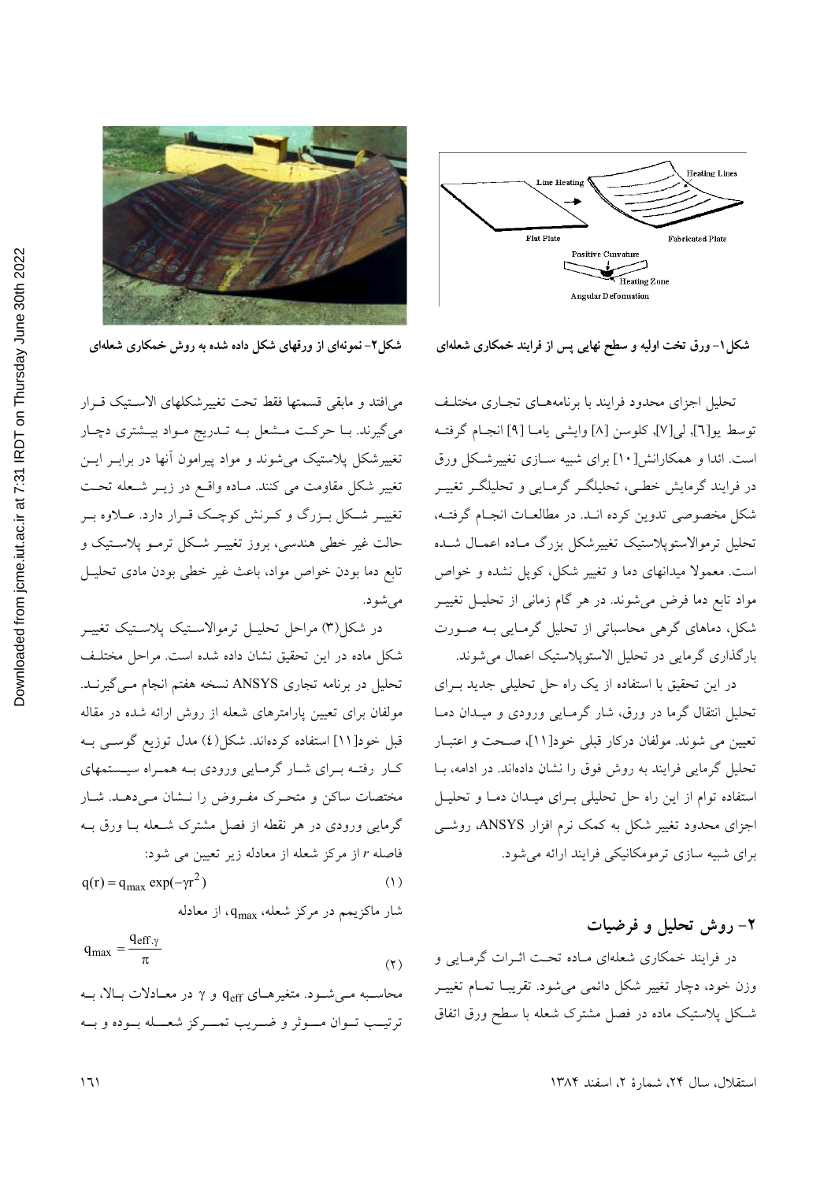شکل۱- ورق تخت اولیه و سطح نهایی پس از فرایند خمکاری شعله‌ای

شکل۲- نمونه‌ای از ورقهای شکل داده شده به روش خمکاری شعله‌ای

تحلیل اجزای محدود فرایند با برنامه‌های تجاری مختلف توسط یو[٦]، لی[٧]، کلوسن [٨] وایشی یاما [٩] انجام گرفته است. ائدا و همکارانش[١٠] برای شبیه سازی تغییرشکل ورق در فرایند گرمایش خطی، تحلیلگر گرمایی و تحلیلگر تغییر شکل مخصوصی تدوین کرده اند. در مطالعات انجام گرفته، تحلیل ترموالاستوپلاستیک تغییرشکل بزرگ ماده اعمال شده است. معمولا میدانهای دما و تغییر شکل، کوپل نشده و خواص مواد تابع دما فرض می‌شوند. در هر گام زمانی از تحلیل تغییر شکل، دماهای گرهی محاسباتی از تحلیل گرمایی به صورت بارگذاری گرمایی در تحلیل الاستوپلاستیک اعمال می‌شوند.

در این تحقیق با استفاده از یک راه حل تحلیلی جدید برای تحلیل انتقال گرما در ورق، شار گرمایی ورودی و میدان دما تعیین می شوند. مولفان درکار قبلی خود[١١]، صحت و اعتبار تحلیل گرمایی فرایند به روش فوق را نشان داده‌اند. در ادامه، با استفاده توام از این راه حل تحلیلی برای میدان دما و تحلیل اجزای محدود تغییر شکل به کمک نرم افزار ANSYS، روشی برای شبیه سازی ترمومکانیکی فرایند ارائه می‌شود.

## ۲- روش تحلیل و فرضیات

در فرایند خمکاری شعله‌ای ماده تحت اثرات گرمایی و وزن خود، دچار تغییر شکل دائمی می‌شود. تقریبا تمام تغییر شکل پلاستیک ماده در فصل مشترک شعله با سطح ورق اتفاق می‌افتد و مابقی قسمتها فقط تحت تغییرشکلهای الاستیک قرار می‌گیرند. با حرکت مشعل به تدریج مواد بیشتری دچار تغییرشکل پلاستیک می‌شوند و مواد پیرامون آنها در برابر این تغییر شکل مقاومت می کنند. ماده واقع در زیر شعله تحت تغییر شکل بزرگ و کرنش کوچک قرار دارد. علاوه بر حالت غیر خطی هندسی، بروز تغییر شکل ترمو پلاستیک و تابع دما بودن خواص مواد، باعث غیر خطی بودن مادی تحلیل می‌شود.

در شکل(۳) مراحل تحلیل ترموالاستیک پلاستیک تغییر شکل ماده در این تحقیق نشان داده شده است. مراحل مختلف تحلیل در برنامه تجاری ANSYS نسخه هفتم انجام می‌گیرند. مولفان برای تعیین پارامترهای شعله از روش ارائه شده در مقاله قبل خود[١١] استفاده کرده‌اند. شکل(٤) مدل توزیع گوسی به کار رفته برای شار گرمایی ورودی به همراه سیستمهای مختصات ساکن و متحرک مفروض را نشان می‌دهد. شار گرمایی ورودی در هر نقطه از فصل مشترک شعله با ورق به فاصله $r$ از مرکز شعله از معادله زیر تعیین می شود:

$$q(r) = q_{max} \exp(-\gamma r^2) \qquad (۱)$$

شار ماکزیمم در مرکز شعله، $q_{max}$، از معادله

$$q_{max} = \frac{q_{eff}\,\gamma}{\pi} \qquad (۲)$$

محاسبه می‌شود. متغیرهای $q_{eff}$ و $\gamma$ در معادلات بالا، به ترتیب توان موثر و ضریب تمرکز شعله بوده و به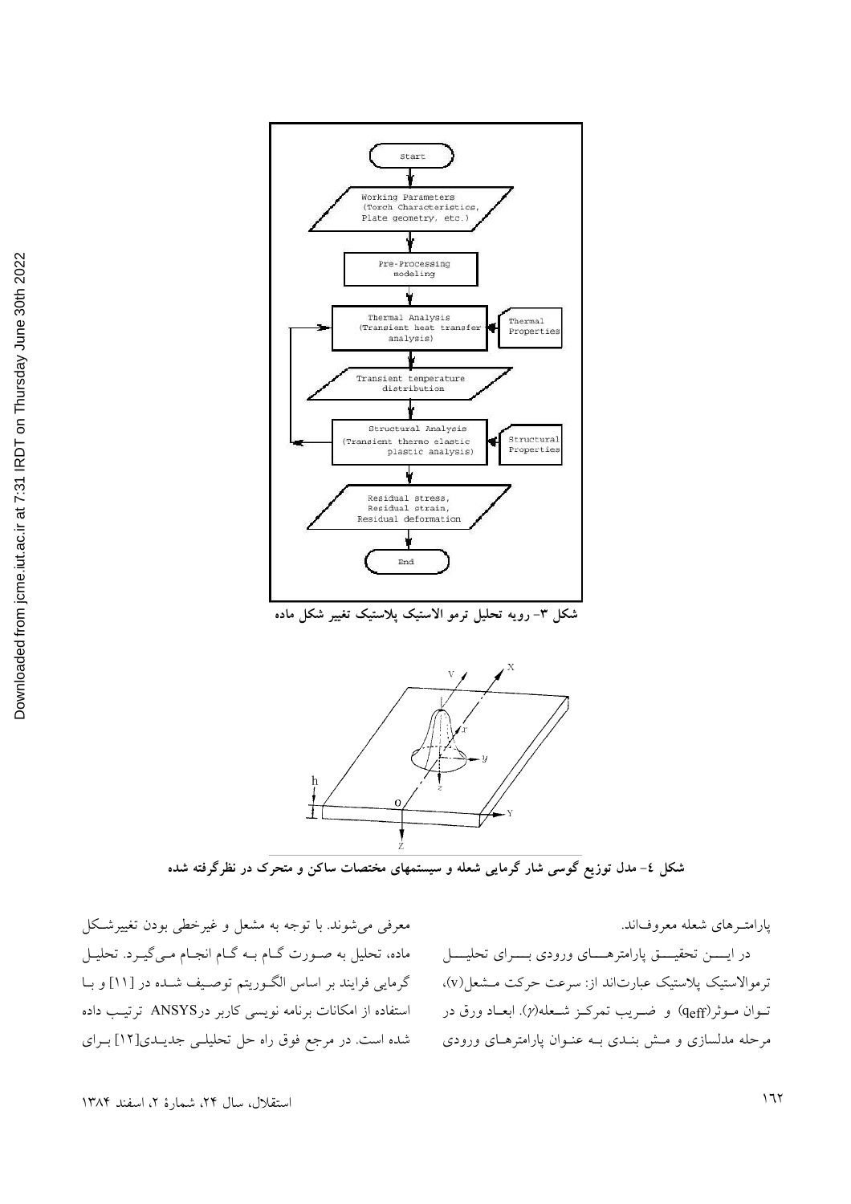شکل ۳- رویه تحلیل ترمو الاستیک پلاستیک تغییر شکل ماده

شکل ٤- مدل توزیع گوسی شار گرمایی شعله و سیستمهای مختصات ساکن و متحرک در نظرگرفته شده

پارامترهای شعله معروف‌اند.

در این تحقیق پارامترهای ورودی برای تحلیل ترموالاستیک پلاستیک عبارت‌اند از: سرعت حرکت مشعل(v)، توان موثر($q_{eff}$) و ضریب تمرکز شعله($\gamma$). ابعاد ورق در مرحله مدلسازی و مش بندی به عنوان پارامترهای ورودی معرفی می‌شوند. با توجه به مشعل و غیرخطی بودن تغییرشکل ماده، تحلیل به صورت گام به گام انجام می‌گیرد. تحلیل گرمایی فرایند بر اساس الگوریتم توصیف شده در [۱۱] و با استفاده از امکانات برنامه نویسی کاربر درANSYS ترتیب داده شده است. در مرجع فوق راه حل تحلیلی جدیدی[۱۲] برای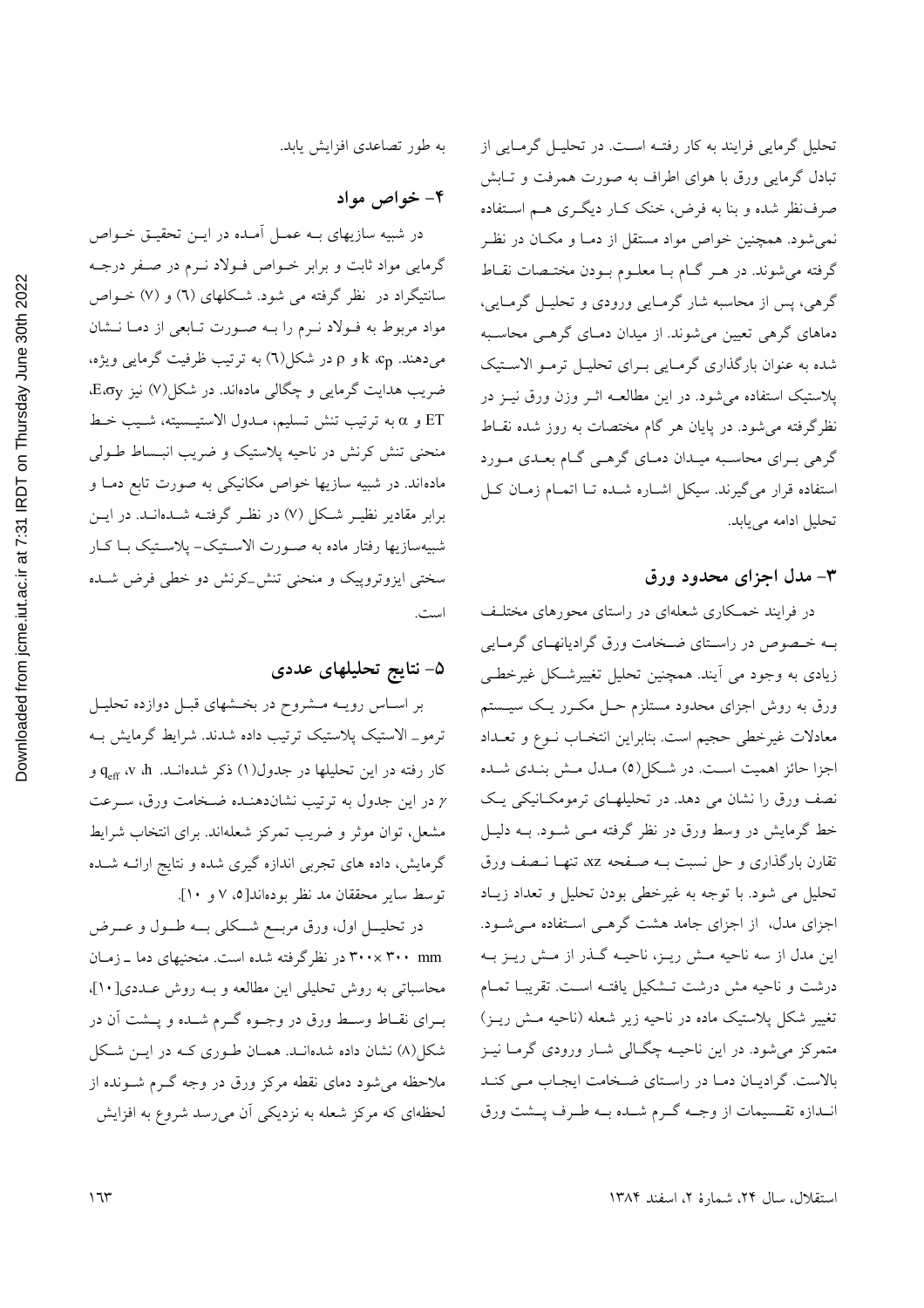تحلیل گرمایی فرایند به کار رفته است. در تحلیل گرمایی از تبادل گرمایی ورق با هوای اطراف به صورت همرفت و تابش صرف‌نظر شده و بنا به فرض، خنک کار دیگری هم استفاده نمی‌شود. همچنین خواص مواد مستقل از دما و مکان در نظر گرفته می‌شوند. در هر گام با معلوم بودن مختصات نقاط گرهی، پس از محاسبه شار گرمایی ورودی و تحلیل گرمایی، دماهای گرهی تعیین می‌شوند. از میدان دمای گرهی محاسبه شده به عنوان بارگذاری گرمایی برای تحلیل ترمو الاستیک پلاستیک استفاده می‌شود. در این مطالعه اثر وزن ورق نیز در نظرگرفته می‌شود. در پایان هر گام مختصات به روز شده نقاط گرهی برای محاسبه میدان دمای گرهی گام بعدی مورد استفاده قرار می‌گیرند. سیکل اشاره شده تا اتمام زمان کل تحلیل ادامه می‌یابد.

## ۳- مدل اجزای محدود ورق

در فرایند خمکاری شعله‌ای در راستای محورهای مختلف به خصوص در راستای ضخامت ورق گرادیانهای گرمایی زیادی به وجود می آیند. همچنین تحلیل تغییرشکل غیرخطی ورق به روش اجزای محدود مستلزم حل مکرر یک سیستم معادلات غیرخطی حجیم است. بنابراین انتخاب نوع و تعداد اجزا حائز اهمیت است. در شکل(۵) مدل مش بندی شده نصف ورق را نشان می دهد. در تحلیلهای ترمومکانیکی یک خط گرمایش در وسط ورق در نظر گرفته می شود. به دلیل تقارن بارگذاری و حل نسبت به صفحه xz، تنها نصف ورق تحلیل می شود. با توجه به غیرخطی بودن تحلیل و تعداد زیاد اجزای مدل، از اجزای جامد هشت گرهی استفاده می‌شود. این مدل از سه ناحیه مش ریز، ناحیه گذر از مش ریز به درشت و ناحیه مش درشت تشکیل یافته است. تقریبا تمام تغییر شکل پلاستیک ماده در ناحیه زیر شعله (ناحیه مش ریز) متمرکز می‌شود. در این ناحیه چگالی شار ورودی گرما نیز بالاست. گرادیان دما در راستای ضخامت ایجاب می کند اندازه تقسیمات از وجه گرم شده به طرف پشت ورق به طور تصاعدی افزایش یابد.

## ۴- خواص مواد

در شبیه سازیهای به عمل آمده در این تحقیق خواص گرمایی مواد ثابت و برابر خواص فولاد نرم در صفر درجه سانتیگراد در نظر گرفته می شود. شکلهای (۶) و (۷) خواص مواد مربوط به فولاد نرم را به صورت تابعی از دما نشان می‌دهند. $k$ ،$c_p$ و $\rho$ در شکل(۶) به ترتیب ظرفیت گرمایی ویژه، ضریب هدایت گرمایی و چگالی ماده‌اند. در شکل(۷) نیز $E$،$\sigma_y$، $ET$ و $\alpha$ به ترتیب تنش تسلیم، مدول الاستیسیته، شیب خط منحنی تنش کرنش در ناحیه پلاستیک و ضریب انبساط طولی ماده‌اند. در شبیه سازیها خواص مکانیکی به صورت تابع دما و برابر مقادیر نظیر شکل (۷) در نظر گرفته شده‌اند. در این شبیه‌سازیها رفتار ماده به صورت الاستیک- پلاستیک با کار سختی ایزوتروپیک و منحنی تنش-کرنش دو خطی فرض شده است.

## ۵- نتایج تحلیلهای عددی

بر اساس رویه مشروح در بخشهای قبل دوازده تحلیل ترمو- الاستیک پلاستیک ترتیب داده شدند. شرایط گرمایش به کار رفته در این تحلیلها در جدول(۱) ذکر شده‌اند. $h$، $v$، $q_{eff}$ و $\gamma$ در این جدول به ترتیب نشان‌دهنده ضخامت ورق، سرعت مشعل، توان موثر و ضریب تمرکز شعله‌اند. برای انتخاب شرایط گرمایش، داده های تجربی اندازه گیری شده و نتایج ارائه شده توسط سایر محققان مد نظر بوده‌اند[۵، ۷ و ۱۰].

در تحلیل اول، ورق مربع شکلی به طول و عرض ۳۰۰ × ۳۰۰ mm در نظرگرفته شده است. منحنیهای دما ـ زمان محاسباتی به روش تحلیلی این مطالعه و به روش عددی[۱۰]، برای نقاط وسط ورق در وجوه گرم شده و پشت آن در شکل(۸) نشان داده شده‌اند. همان طوری که در این شکل ملاحظه می‌شود دمای نقطه مرکز ورق در وجه گرم شونده از لحظه‌ای که مرکز شعله به نزدیکی آن می‌رسد شروع به افزایش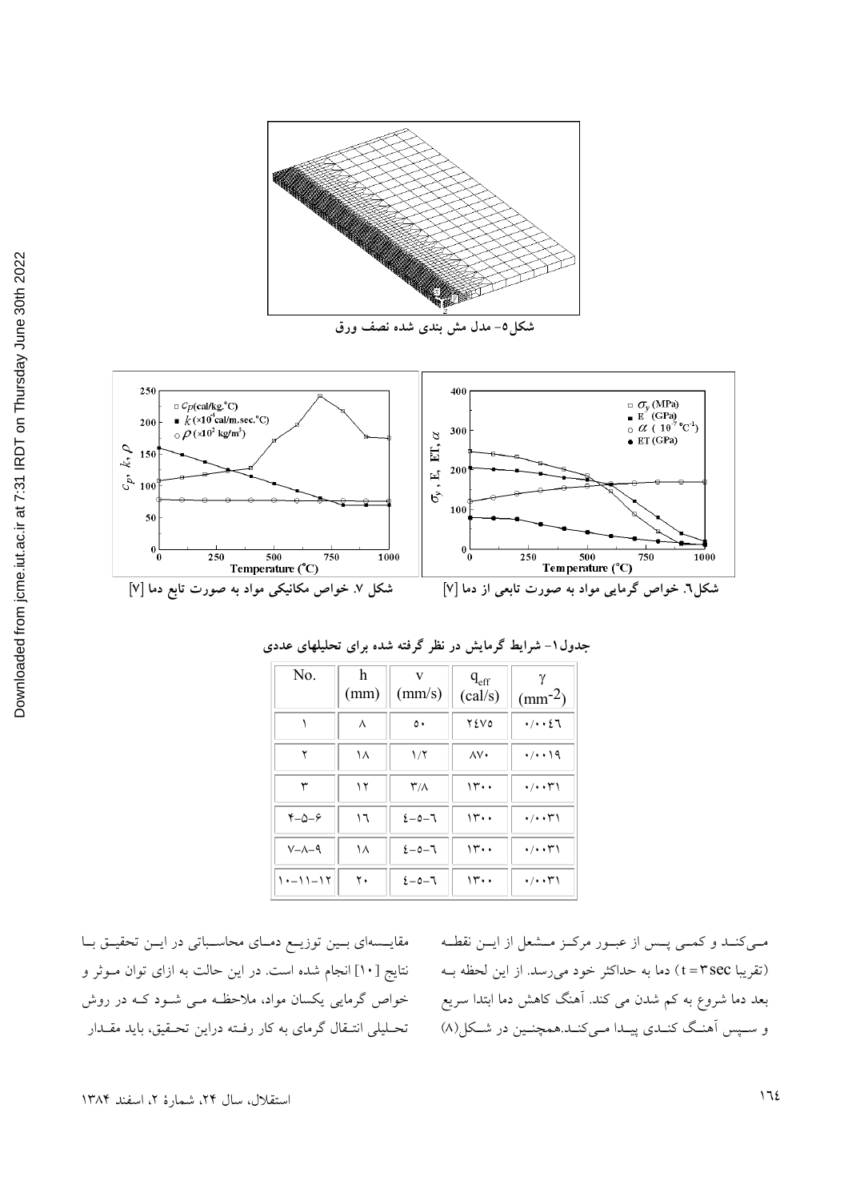شکل۵- مدل مش بندی شده نصف ورق

شکل ۷. خواص مکانیکی مواد به صورت تابع دما [۷]

شکل۶. خواص گرمایی مواد به صورت تابعی از دما [۷]

جدول۱- شرایط گرمایش در نظر گرفته شده برای تحلیلهای عددی

| No. | h (mm) | v (mm/s) | $q_{eff}$ (cal/s) | $\gamma$ ($mm^{-2}$) |
|---|---|---|---|---|
| ۱ | ۸ | ۵۰ | ۲٤۷۵ | ۰/۰۰٤٦ |
| ۲ | ۱۸ | ۱/۲ | ۸۷۰ | ۰/۰۰۱۹ |
| ۳ | ۱۲ | ۳/۸ | ۱۳۰۰ | ۰/۰۰۳۱ |
| ۴–۵–۶ | ۱٦ | ٤–٥–٦ | ۱۳۰۰ | ۰/۰۰۳۱ |
| ۷–۸–۹ | ۱۸ | ٤–٥–٦ | ۱۳۰۰ | ۰/۰۰۳۱ |
| ۱۰–۱۱–۱۲ | ۲۰ | ٤–٥–٦ | ۱۳۰۰ | ۰/۰۰۳۱ |

می‌کند و کمی پس از عبور مرکز مشعل از این نقطه (تقریبا t = ۳sec) دما به حداکثر خود می‌رسد. از این لحظه به بعد دما شروع به کم شدن می کند. آهنگ کاهش دما ابتدا سریع و سپس آهنگ کندی پیدا می‌کند.همچنین در شکل(۸) مقایسه‌ای بین توزیع دمای محاسباتی در این تحقیق با نتایج [۱۰] انجام شده است. در این حالت به ازای توان موثر و خواص گرمایی یکسان مواد، ملاحظه می شود که در روش تحلیلی انتقال گرمای به کار رفته دراین تحقیق، باید مقدار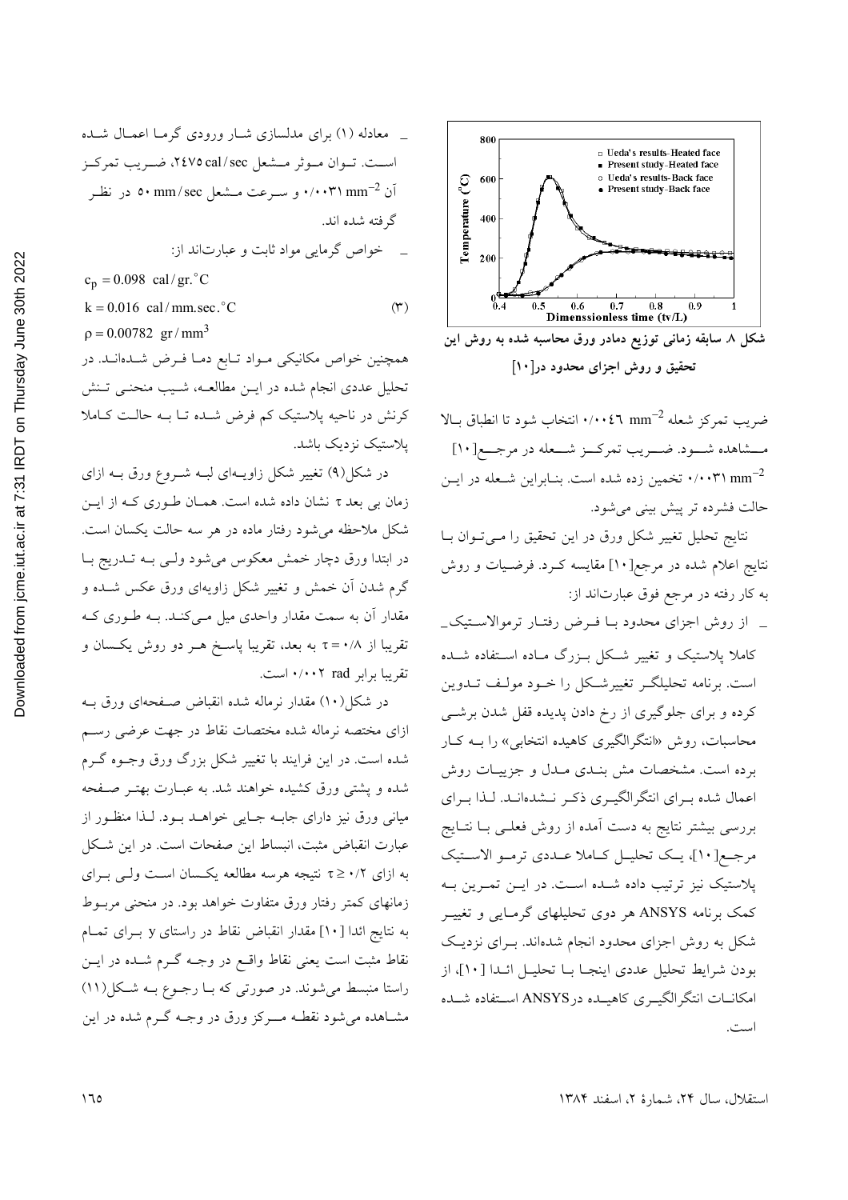شکل ۸. سابقه زمانی توزیع دمادر ورق محاسبه شده به روش این تحقیق و روش اجزای محدود در[۱۰]

ضریب تمرکز شعله $0.0046\ \text{mm}^{-2}$ انتخاب شود تا انطباق بالا مشاهده شود. ضریب تمرکز شعله در مرجع[۱۰] $0.0031\ \text{mm}^{-2}$ تخمین زده شده است. بنابراین شعله در این حالت فشرده تر پیش بینی می‌شود.

نتایج تحلیل تغییر شکل ورق در این تحقیق را می‌توان با نتایج اعلام شده در مرجع[۱۰] مقایسه کرد. فرضیات و روش به کار رفته در مرجع فوق عبارت‌اند از:

- از روش اجزای محدود با فرض رفتار ترموالاستیک ـ کاملا پلاستیک و تغییر شکل بزرگ ماده استفاده شده است. برنامه تحلیلگر تغییرشکل را خود مولف تدوین کرده و برای جلوگیری از رخ دادن پدیده قفل شدن برشی محاسبات، روش «انتگرالگیری کاهیده انتخابی» را به کار برده است. مشخصات مش بندی مدل و جزییات روش اعمال شده برای انتگرالگیری ذکر نشده‌اند. لذا برای بررسی بیشتر نتایج به دست آمده از روش فعلی با نتایج مرجع[۱۰]، یک تحلیل کاملا عددی ترمو الاستیک پلاستیک نیز ترتیب داده شده است. در این تمرین به کمک برنامه ANSYS هر دوی تحلیلهای گرمایی و تغییر شکل به روش اجزای محدود انجام شده‌اند. برای نزدیک بودن شرایط تحلیل عددی اینجا با تحلیل ائدا [۱۰]، از امکانات انتگرالگیری کاهیده درANSYS استفاده شده است.

- معادله (۱) برای مدلسازی شار ورودی گرما اعمال شده است. توان موثر مشعل $2475\ \text{cal/sec}$، ضریب تمرکز آن $0.0031\ \text{mm}^{-2}$ و سرعت مشعل $50\ \text{mm/sec}$ در نظر گرفته شده اند.

- خواص گرمایی مواد ثابت و عبارت‌اند از:

$$c_p = 0.098\ \text{cal/gr.}^\circ\text{C}$$
$$k = 0.016\ \text{cal/mm.sec.}^\circ\text{C} \qquad (۳)$$
$$\rho = 0.00782\ \text{gr/mm}^3$$

همچنین خواص مکانیکی مواد تابع دما فرض شده‌اند. در تحلیل عددی انجام شده در این مطالعه، شیب منحنی تنش کرنش در ناحیه پلاستیک کم فرض شده تا به حالت کاملا پلاستیک نزدیک باشد.

در شکل(۹) تغییر شکل زاویه‌ای لبه شروع ورق به ازای زمان بی بعد τ نشان داده شده است. همان طوری که از این شکل ملاحظه می‌شود رفتار ماده در هر سه حالت یکسان است. در ابتدا ورق دچار خمش معکوس می‌شود ولی به تدریج با گرم شدن آن خمش و تغییر شکل زاویه‌ای ورق عکس شده و مقدار آن به سمت مقدار واحدی میل می‌کند. به طوری که تقریبا از $\tau = 0.8$ به بعد، تقریبا پاسخ هر دو روش یکسان و تقریبا برابر $0.002\ \text{rad}$ است.

در شکل(۱۰) مقدار نرماله شده انقباض صفحه‌ای ورق به ازای مختصه نرماله شده مختصات نقاط در جهت عرضی رسم شده است. در این فرایند با تغییر شکل بزرگ ورق وجوه گرم شده و پشتی ورق کشیده خواهند شد. به عبارت بهتر صفحه میانی ورق نیز دارای جابه جایی خواهد بود. لذا منظور از عبارت انقباض مثبت، انبساط این صفحات است. در این شکل به ازای $\tau \geq 0.2$ نتیجه هرسه مطالعه یکسان است ولی برای زمانهای کمتر رفتار ورق متفاوت خواهد بود. در منحنی مربوط به نتایج ائدا [۱۰] مقدار انقباض نقاط در راستای y برای تمام نقاط مثبت است یعنی نقاط واقع در وجه گرم شده در این راستا منبسط می‌شوند. در صورتی که با رجوع به شکل(۱۱) مشاهده می‌شود نقطه مرکز ورق در وجه گرم شده در این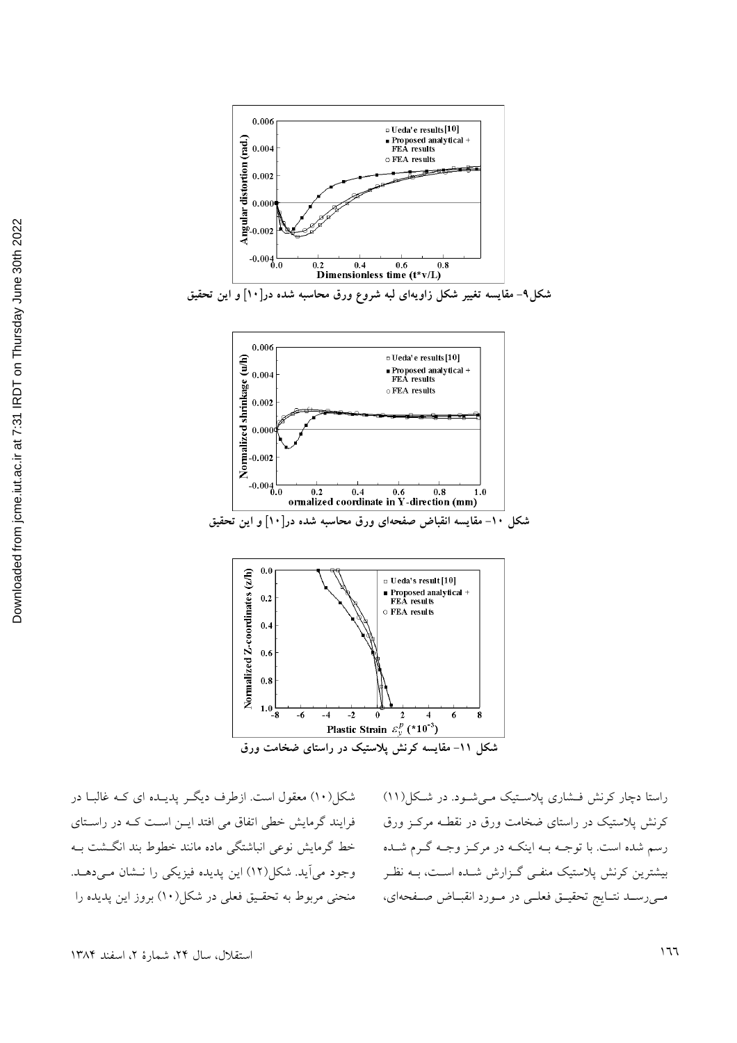شکل۹- مقایسه تغییر شکل زاویه‌ای لبه شروع ورق محاسبه شده در[۱۰] و این تحقیق

شکل ۱۰- مقایسه انقباض صفحه‌ای ورق محاسبه شده در[۱۰] و این تحقیق

شکل ۱۱- مقایسه کرنش پلاستیک در راستای ضخامت ورق

راستا دچار کرنش فشاری پلاستیک می‌شود. در شکل(۱۱) کرنش پلاستیک در راستای ضخامت ورق در نقطه مرکز ورق رسم شده است. با توجه به اینکه در مرکز وجه گرم شده بیشترین کرنش پلاستیک منفی گزارش شده است، به نظر می‌رسد نتایج تحقیق فعلی در مورد انقباض صفحه‌ای، شکل(۱۰) معقول است. ازطرف دیگر پدیده ای که غالبا در فرایند گرمایش خطی اتفاق می افتد این است که در راستای خط گرمایش نوعی انباشتگی ماده مانند خطوط بند انگشت به وجود می‌آید. شکل(۱۲) این پدیده فیزیکی را نشان می‌دهد. منحنی مربوط به تحقیق فعلی در شکل(۱۰) بروز این پدیده را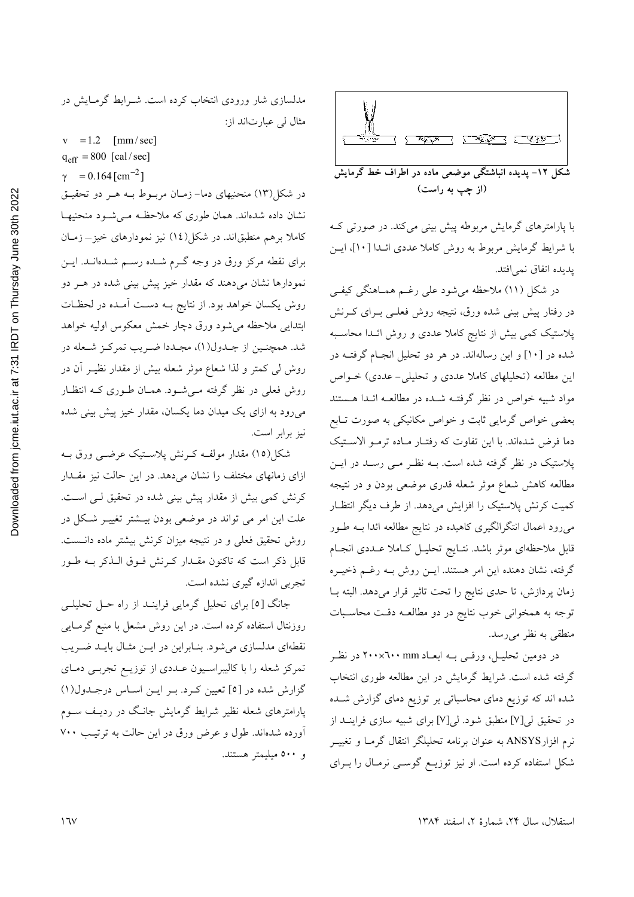شکل ۱۲- پدیده انباشتگی موضعی ماده در اطراف خط گرمایش (از چپ به راست)

با پارامترهای گرمایش مربوطه پیش بینی می‌کند. در صورتی که با شرایط گرمایش مربوط به روش کاملا عددی ائـدا [۱۰]، این پدیده اتفاق نمی‌افتد.

در شکل (۱۱) ملاحظه می‌شود علی رغم همـاهنگی کیفـی در رفتار پیش بینی شده ورق، نتیجه روش فعلـی بـرای کـرنش پلاستیک کمی بیش از نتایج کاملا عددی و روش ائـدا محاسـبه شده در [۱۰] و این رساله‌اند. در هر دو تحلیل انجـام گرفتـه در این مطالعه (تحلیلهای کاملا عددی و تحلیلی- عددی) خـواص مواد شبیه خواص در نظر گرفتـه شـده در مطالعـه ائـدا هـستند بعضی خواص گرمایی ثابت و خواص مکانیکی به صورت تـابع دما فرض شده‌اند. با این تفاوت که رفتـار مـاده ترمـو الاسـتیک پلاستیک در نظر گرفته شده است. بـه نظـر مـی رسـد در ایـن مطالعه کاهش شعاع موثر شعله قدری موضعی بودن و در نتیجه کمیت کرنش پلاستیک را افزایش می‌دهد. از طرف دیگر انتظـار می‌رود اعمال انتگرالگیری کاهیده در نتایج مطالعه ائدا بـه طـور قابل ملاحظه‌ای موثر باشد. نتـایج تحلیـل کـاملا عـددی انجـام گرفته، نشان دهنده این امر هستند. ایـن روش بـه رغـم ذخیـره زمان پردازش، تا حدی نتایج را تحت تاثیر قرار می‌دهد. البته بـا توجه به همخوانی خوب نتایج در دو مطالعـه دقـت محاسـبات منطقی به نظر می‌رسد.

در دومین تحلیـل، ورقـی بـه ابعـاد ۶۰۰×۲۰۰ mm در نظـر گرفته شده است. شرایط گرمایش در این مطالعه طوری انتخاب شده اند که توزیع دمای محاسباتی بر توزیع دمای گزارش شـده در تحقیق لی[۷] منطبق شود. لی[۷] برای شبیه سازی فراینـد از نرم افزارANSYS به عنوان برنامه تحلیلگر انتقال گرمـا و تغییـر شکل استفاده کرده است. او نیز توزیـع گوسـی نرمـال را بـرای مدلسازی شار ورودی انتخاب کرده است. شـرایط گرمـایش در مثال لی عبارت‌اند از:

$v = 1.2 \quad [\text{mm/sec}]$

$q_{eff} = 800 \quad [\text{cal/sec}]$

$\gamma = 0.164 \, [\text{cm}^{-2}]$

در شکل(۱۳) منحنیهای دما- زمـان مربـوط بـه هـر دو تحقیـق نشان داده شده‌اند. همان طوری که ملاحظه مـی‌شـود منحنیهـا کاملا برهم منطبق‌اند. در شکل(۱۴) نیز نمودارهای خیز- زمـان برای نقطه مرکز ورق در وجه گـرم شـده رسـم شـده‌انـد. ایـن نمودارها نشان می‌دهند که مقدار خیز پیش بینی شده در هـر دو روش یکسان خواهد بود. از نتایج بـه دسـت آمـده در لحظـات ابتدایی ملاحظه می‌شود ورق دچار خمش معکوس اولیه خواهد شد. همچنـین از جـدول(۱)، مجـددا ضـریب تمرکـز شـعله در روش لی کمتر و لذا شعاع موثر شعله بیش از مقدار نظیـر آن در روش فعلی در نظر گرفته مـی‌شـود. همـان طـوری کـه انتظـار می‌رود به ازای یک میدان دما یکسان، مقدار خیز پیش بینی شده نیز برابر است.

شکل(۱۵) مقدار مولفـه کـرنش پلاسـتیک عرضـی ورق بـه ازای زمانهای مختلف را نشان می‌دهد. در این حالت نیز مقـدار کرنش کمی بیش از مقدار پیش بینی شده در تحقیق لـی اسـت. علت این امر می تواند در موضعی بودن بیـشتر تغییـر شـکل در روش تحقیق فعلی و در نتیجه میزان کرنش بیشتر ماده دانـست. قابل ذکر است که تاکنون مقـدار کـرنش فـوق الـذکر بـه طـور تجربی اندازه گیری نشده است.

جانگ [۵] برای تحلیل گرمایی فراینـد از راه حـل تحلیلـی روزنتال استفاده کرده است. در این روش مشعل با منبع گرمـایی نقطه‌ای مدلسازی می‌شود. بنـابراین در ایـن مثـال بایـد ضـریب تمرکز شعله را با کالیبراسـیون عـددی از توزیـع تجربـی دمـای گزارش شده در [۵] تعیین کـرد. بـر ایـن اسـاس درجـدول(۱) پارامترهای شعله نظیر شرایط گرمایش جانـگ در ردیـف سـوم آورده شده‌اند. طول و عرض ورق در این حالت به ترتیـب ۷۰۰ و ۵۰۰ میلیمتر هستند.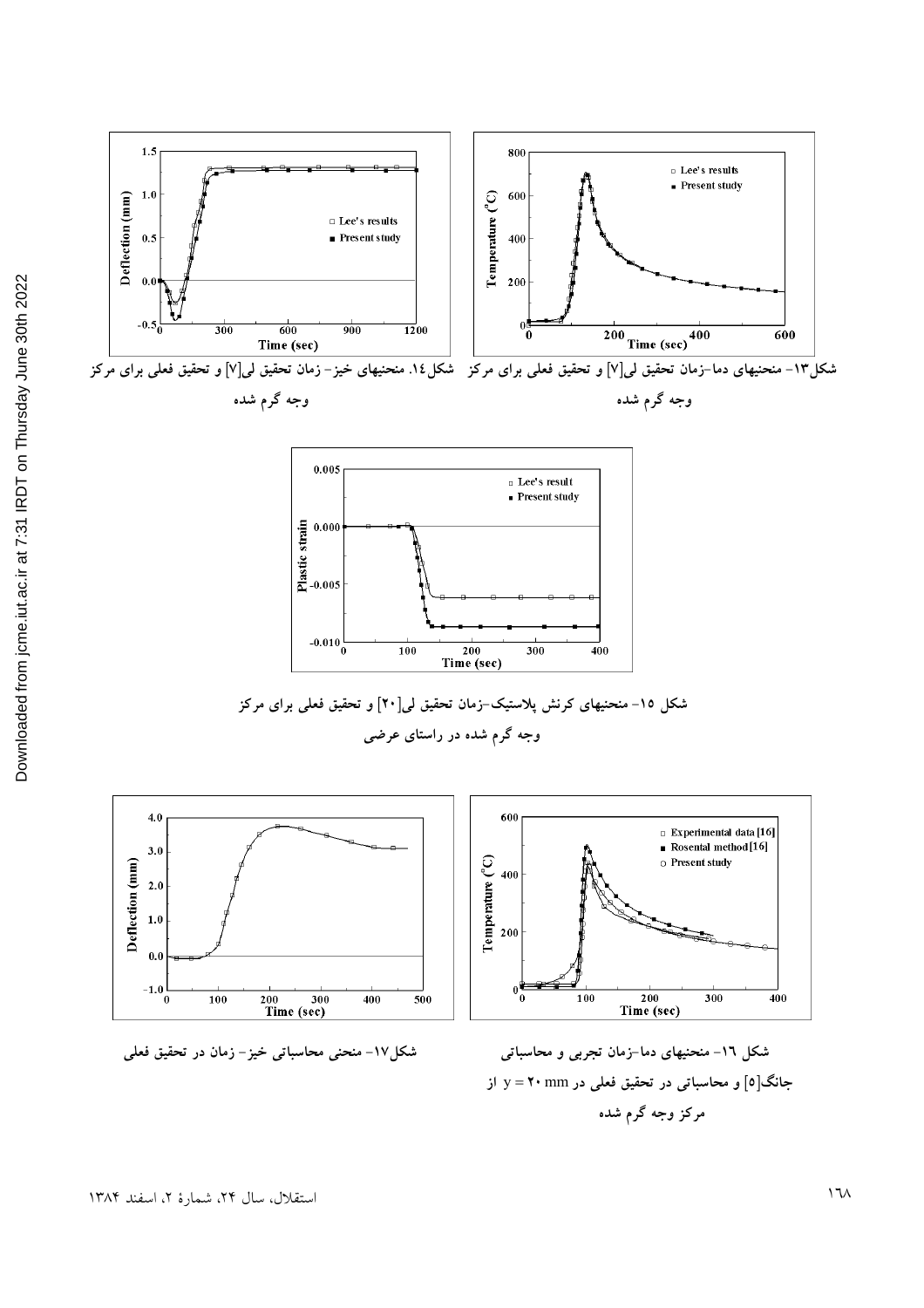شکل۱۳- منحنیهای دما-زمان تحقیق لی[۷] و تحقیق فعلی برای مرکز وجه گرم شده

شکل۱۴. منحنیهای خیز- زمان تحقیق لی[۷] و تحقیق فعلی برای مرکز وجه گرم شده

شکل ۱۵- منحنیهای کرنش پلاستیک-زمان تحقیق لی[۲۰] و تحقیق فعلی برای مرکز وجه گرم شده در راستای عرضی

شکل ۱۶- منحنیهای دما-زمان تجربی و محاسباتی جانگ[۵] و محاسباتی در تحقیق فعلی در $y = 20$ mm از مرکز وجه گرم شده

شکل۱۷- منحنی محاسباتی خیز- زمان در تحقیق فعلی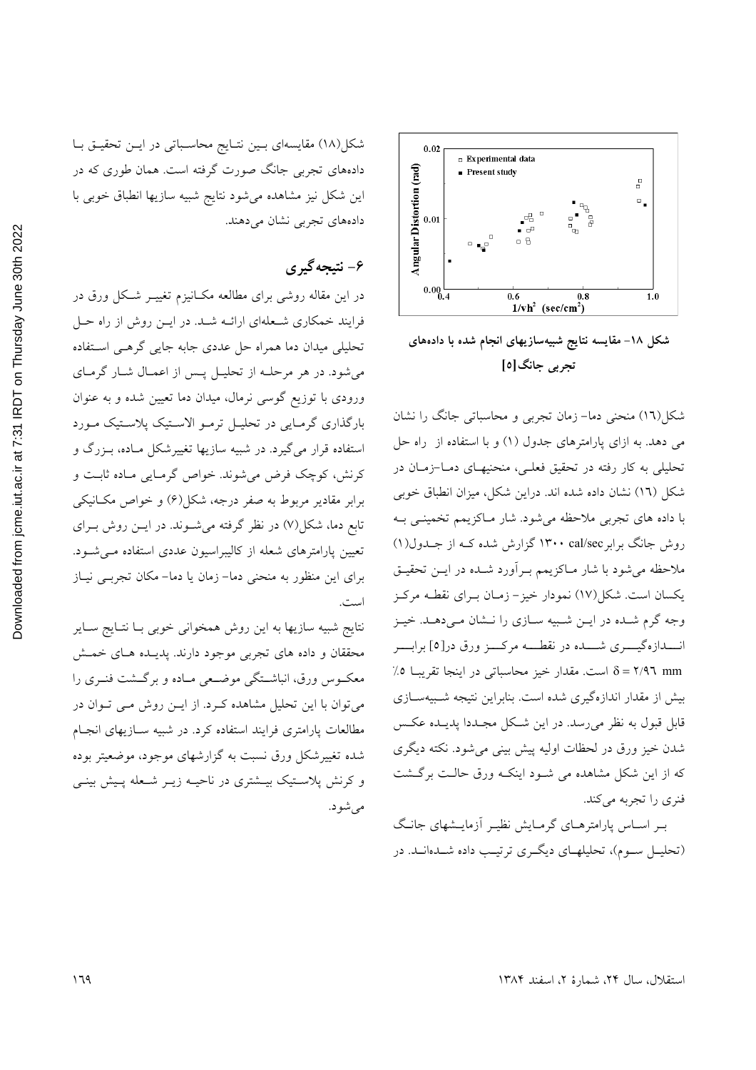شکل ۱۸- مقایسه نتایج شبیه‌سازیهای انجام شده با داده‌های تجربی جانگ[۵]

شکل(۱٦) منحنی دما- زمان تجربی و محاسباتی جانگ را نشان می دهد. به ازای پارامترهای جدول (۱) و با استفاده از راه حل تحلیلی به کار رفته در تحقیق فعلی، منحنیهای دما–زمان در شکل (۱٦) نشان داده شده اند. دراین شکل، میزان انطباق خوبی با داده های تجربی ملاحظه می‌شود. شار ماکزیمم تخمینی به روش جانگ برابر cal/sec ۱۳۰۰ گزارش شده که از جدول(۱) ملاحظه می‌شود با شار ماکزیمم برآورد شده در این تحقیق یکسان است. شکل(۱۷) نمودار خیز- زمان برای نقطه مرکز وجه گرم شده در این شبیه سازی را نشان می‌دهد. خیز اندازه‌گیری شده در نقطه مرکز ورق در[۵] برابر $\delta = ۲/۹٦$ mm است. مقدار خیز محاسباتی در اینجا تقریبا ۵٪ بیش از مقدار اندازه‌گیری شده است. بنابراین نتیجه شبیه‌سازی قابل قبول به نظر می‌رسد. در این شکل مجددا پدیده عکس شدن خیز ورق در لحظات اولیه پیش بینی می‌شود. نکته دیگری که از این شکل مشاهده می شود اینکه ورق حالت برگشت فنری را تجربه می‌کند.

بر اساس پارامترهای گرمایش نظیر آزمایشهای جانگ (تحلیل سوم)، تحلیلهای دیگری ترتیب داده شده‌اند. در شکل(۱۸) مقایسه‌ای بین نتایج محاسباتی در این تحقیق با داده‌های تجربی جانگ صورت گرفته است. همان طوری که در این شکل نیز مشاهده می‌شود نتایج شبیه سازیها انطباق خوبی با داده‌های تجربی نشان می‌دهند.

## ۶- نتیجه‌گیری

در این مقاله روشی برای مطالعه مکانیزم تغییر شکل ورق در فرایند خمکاری شعله‌ای ارائه شد. در این روش از راه حل تحلیلی میدان دما همراه حل عددی جابه جایی گرهی استفاده می‌شود. در هر مرحله پس از تحلیل پس از اعمال شار گرمای ورودی با توزیع گوسی نرمال، میدان دما تعیین شده و به عنوان بارگذاری گرمایی در تحلیل ترمو الاستیک پلاستیک مورد استفاده قرار می‌گیرد. در شبیه سازیها تغییرشکل ماده، بزرگ و کرنش، کوچک فرض می‌شوند. خواص گرمایی ماده ثابت و برابر مقادیر مربوط به صفر درجه، شکل(٦) و خواص مکانیکی تابع دما، شکل(۷) در نظر گرفته می‌شوند. در این روش برای تعیین پارامترهای شعله از کالیبراسیون عددی استفاده می‌شود. برای این منظور به منحنی دما- زمان یا دما- مکان تجربی نیاز است.

نتایج شبیه سازیها به این روش همخوانی خوبی با نتایج سایر محققان و داده های تجربی موجود دارند. پدیده های خمش معکوس ورق، انباشتگی موضعی ماده و برگشت فنری را می‌توان با این تحلیل مشاهده کرد. از این روش می توان در مطالعات پارامتری فرایند استفاده کرد. در شبیه سازیهای انجام شده تغییرشکل ورق نسبت به گزارشهای موجود، موضعیتر بوده و کرنش پلاستیک بیشتری در ناحیه زیر شعله پیش بینی می‌شود.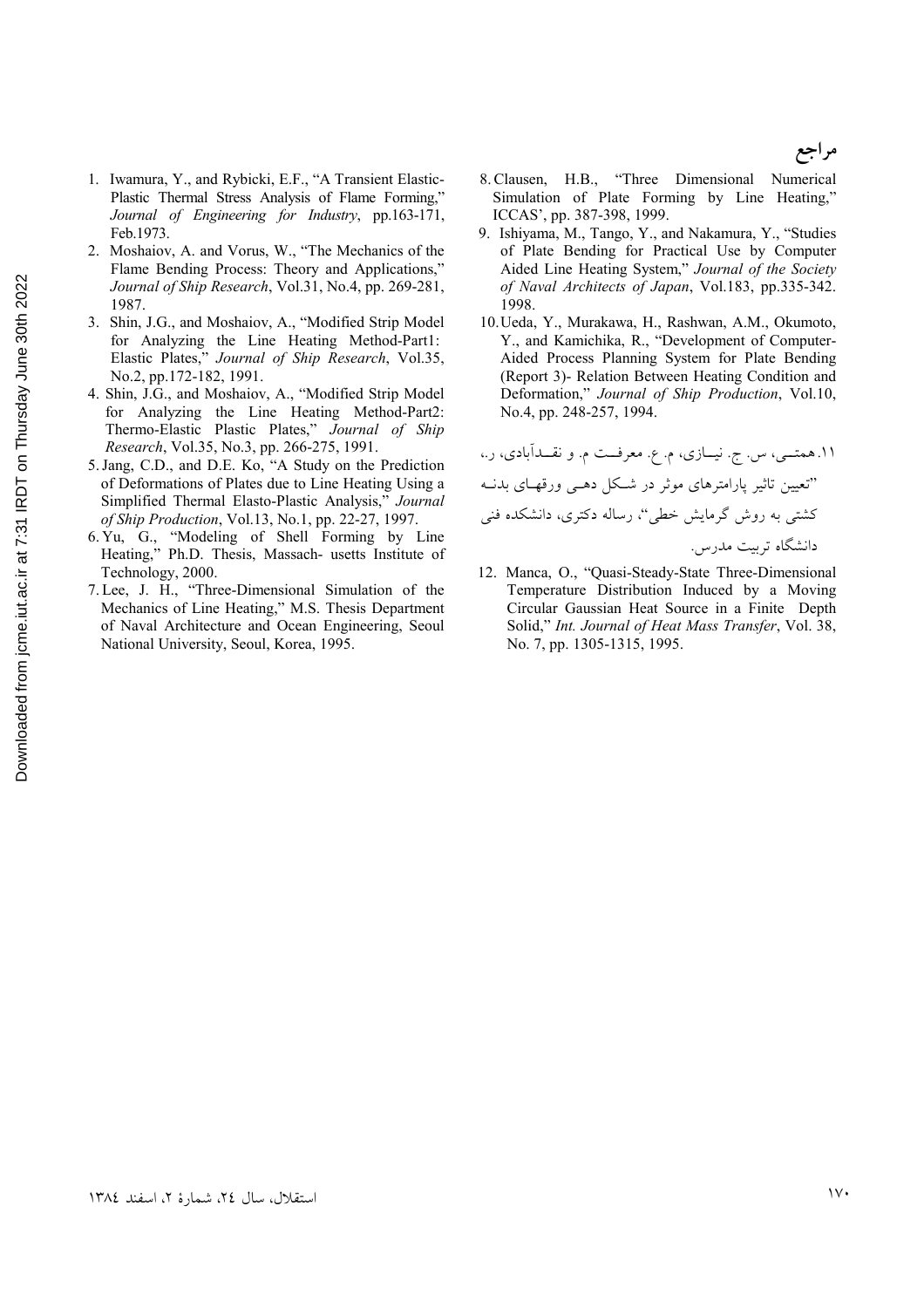## مراجع

1. Iwamura, Y., and Rybicki, E.F., "A Transient Elastic-Plastic Thermal Stress Analysis of Flame Forming," *Journal of Engineering for Industry*, pp.163-171, Feb.1973.
2. Moshaiov, A. and Vorus, W., "The Mechanics of the Flame Bending Process: Theory and Applications," *Journal of Ship Research*, Vol.31, No.4, pp. 269-281, 1987.
3. Shin, J.G., and Moshaiov, A., "Modified Strip Model for Analyzing the Line Heating Method-Part1: Elastic Plates," *Journal of Ship Research*, Vol.35, No.2, pp.172-182, 1991.
4. Shin, J.G., and Moshaiov, A., "Modified Strip Model for Analyzing the Line Heating Method-Part2: Thermo-Elastic Plastic Plates," *Journal of Ship Research*, Vol.35, No.3, pp. 266-275, 1991.
5. Jang, C.D., and D.E. Ko, "A Study on the Prediction of Deformations of Plates due to Line Heating Using a Simplified Thermal Elasto-Plastic Analysis," *Journal of Ship Production*, Vol.13, No.1, pp. 22-27, 1997.
6. Yu, G., "Modeling of Shell Forming by Line Heating," Ph.D. Thesis, Massach- usetts Institute of Technology, 2000.
7. Lee, J. H., "Three-Dimensional Simulation of the Mechanics of Line Heating," M.S. Thesis Department of Naval Architecture and Ocean Engineering, Seoul National University, Seoul, Korea, 1995.
8. Clausen, H.B., "Three Dimensional Numerical Simulation of Plate Forming by Line Heating," ICCAS', pp. 387-398, 1999.
9. Ishiyama, M., Tango, Y., and Nakamura, Y., "Studies of Plate Bending for Practical Use by Computer Aided Line Heating System," *Journal of the Society of Naval Architects of Japan*, Vol.183, pp.335-342. 1998.
10. Ueda, Y., Murakawa, H., Rashwan, A.M., Okumoto, Y., and Kamichika, R., "Development of Computer-Aided Process Planning System for Plate Bending (Report 3)- Relation Between Heating Condition and Deformation," *Journal of Ship Production*, Vol.10, No.4, pp. 248-257, 1994.
11. همتی، س. ج. نیازی، م.ع. معرفت م. و نقدآبادی، ر.، "تعیین تاثیر پارامترهای موثر در شکل دهی ورقهای بدنه کشتی به روش گرمایش خطی"، رساله دکتری، دانشکده فنی دانشگاه تربیت مدرس.
12. Manca, O., "Quasi-Steady-State Three-Dimensional Temperature Distribution Induced by a Moving Circular Gaussian Heat Source in a Finite Depth Solid," *Int. Journal of Heat Mass Transfer*, Vol. 38, No. 7, pp. 1305-1315, 1995.